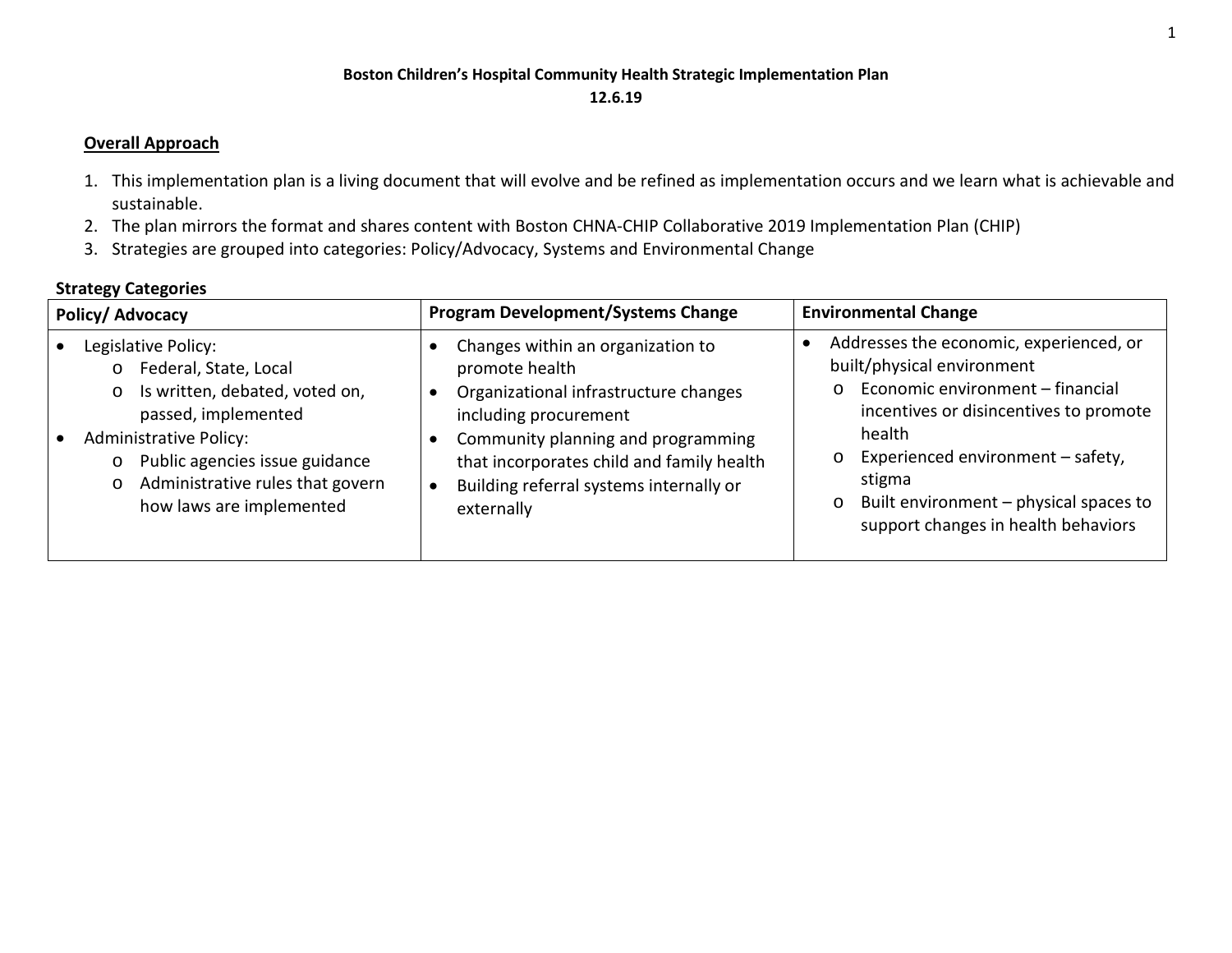**Boston Children's Hospital Community Health Strategic Implementation Plan**
**12.6.19**

## Overall Approach

1. This implementation plan is a living document that will evolve and be refined as implementation occurs and we learn what is achievable and sustainable.
2. The plan mirrors the format and shares content with Boston CHNA-CHIP Collaborative 2019 Implementation Plan (CHIP)
3. Strategies are grouped into categories: Policy/Advocacy, Systems and Environmental Change

**Strategy Categories**

| Policy/ Advocacy | Program Development/Systems Change | Environmental Change |
|---|---|---|
| • Legislative Policy:<br>  o Federal, State, Local<br>  o Is written, debated, voted on, passed, implemented<br>• Administrative Policy:<br>  o Public agencies issue guidance<br>  o Administrative rules that govern how laws are implemented | • Changes within an organization to promote health<br>• Organizational infrastructure changes including procurement<br>• Community planning and programming that incorporates child and family health<br>• Building referral systems internally or externally | • Addresses the economic, experienced, or built/physical environment<br>  o Economic environment – financial incentives or disincentives to promote health<br>  o Experienced environment – safety, stigma<br>  o Built environment – physical spaces to support changes in health behaviors |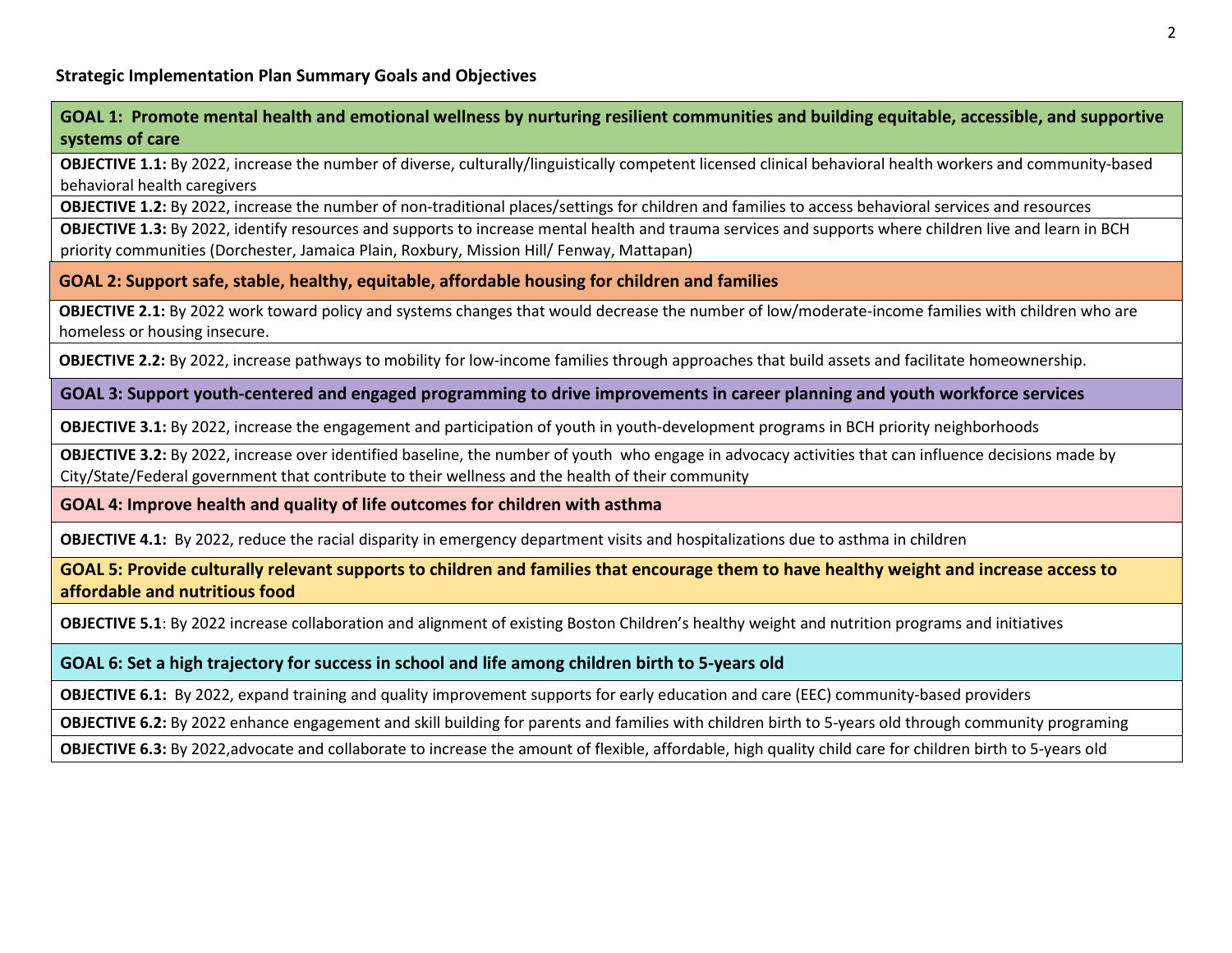**Strategic Implementation Plan Summary Goals and Objectives**

| |
|---|
| **GOAL 1: Promote mental health and emotional wellness by nurturing resilient communities and building equitable, accessible, and supportive systems of care** |
| **OBJECTIVE 1.1:** By 2022, increase the number of diverse, culturally/linguistically competent licensed clinical behavioral health workers and community-based behavioral health caregivers |
| **OBJECTIVE 1.2:** By 2022, increase the number of non-traditional places/settings for children and families to access behavioral services and resources |
| **OBJECTIVE 1.3:** By 2022, identify resources and supports to increase mental health and trauma services and supports where children live and learn in BCH priority communities (Dorchester, Jamaica Plain, Roxbury, Mission Hill/ Fenway, Mattapan) |
| **GOAL 2: Support safe, stable, healthy, equitable, affordable housing for children and families** |
| **OBJECTIVE 2.1:** By 2022 work toward policy and systems changes that would decrease the number of low/moderate-income families with children who are homeless or housing insecure. |
| **OBJECTIVE 2.2:** By 2022, increase pathways to mobility for low-income families through approaches that build assets and facilitate homeownership. |
| **GOAL 3: Support youth-centered and engaged programming to drive improvements in career planning and youth workforce services** |
| **OBJECTIVE 3.1:** By 2022, increase the engagement and participation of youth in youth-development programs in BCH priority neighborhoods |
| **OBJECTIVE 3.2:** By 2022, increase over identified baseline, the number of youth who engage in advocacy activities that can influence decisions made by City/State/Federal government that contribute to their wellness and the health of their community |
| **GOAL 4: Improve health and quality of life outcomes for children with asthma** |
| **OBJECTIVE 4.1:** By 2022, reduce the racial disparity in emergency department visits and hospitalizations due to asthma in children |
| **GOAL 5: Provide culturally relevant supports to children and families that encourage them to have healthy weight and increase access to affordable and nutritious food** |
| **OBJECTIVE 5.1**: By 2022 increase collaboration and alignment of existing Boston Children's healthy weight and nutrition programs and initiatives |
| **GOAL 6: Set a high trajectory for success in school and life among children birth to 5-years old** |
| **OBJECTIVE 6.1:** By 2022, expand training and quality improvement supports for early education and care (EEC) community-based providers |
| **OBJECTIVE 6.2:** By 2022 enhance engagement and skill building for parents and families with children birth to 5-years old through community programing |
| **OBJECTIVE 6.3:** By 2022,advocate and collaborate to increase the amount of flexible, affordable, high quality child care for children birth to 5-years old |